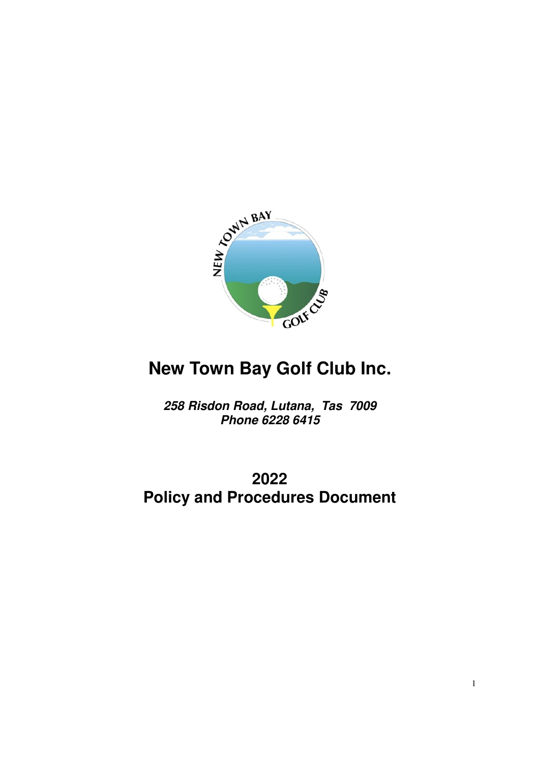# New Town Bay Golf Club Inc.

***258 Risdon Road, Lutana, Tas 7009***
***Phone 6228 6415***

## 2022
## Policy and Procedures Document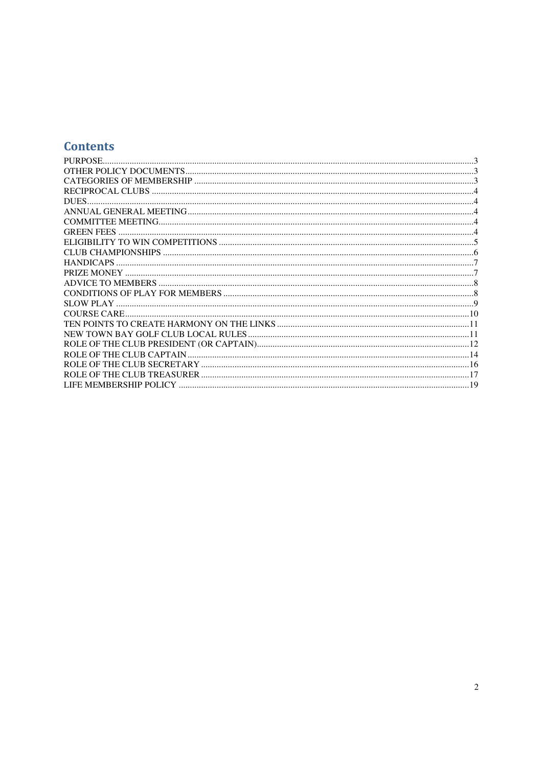## Contents

PURPOSE....3
OTHER POLICY DOCUMENTS....3
CATEGORIES OF MEMBERSHIP....3
RECIPROCAL CLUBS....4
DUES....4
ANNUAL GENERAL MEETING....4
COMMITTEE MEETING....4
GREEN FEES....4
ELIGIBILITY TO WIN COMPETITIONS....5
CLUB CHAMPIONSHIPS....6
HANDICAPS....7
PRIZE MONEY....7
ADVICE TO MEMBERS....8
CONDITIONS OF PLAY FOR MEMBERS....8
SLOW PLAY....9
COURSE CARE....10
TEN POINTS TO CREATE HARMONY ON THE LINKS....11
NEW TOWN BAY GOLF CLUB LOCAL RULES....11
ROLE OF THE CLUB PRESIDENT (OR CAPTAIN)....12
ROLE OF THE CLUB CAPTAIN....14
ROLE OF THE CLUB SECRETARY....16
ROLE OF THE CLUB TREASURER....17
LIFE MEMBERSHIP POLICY....19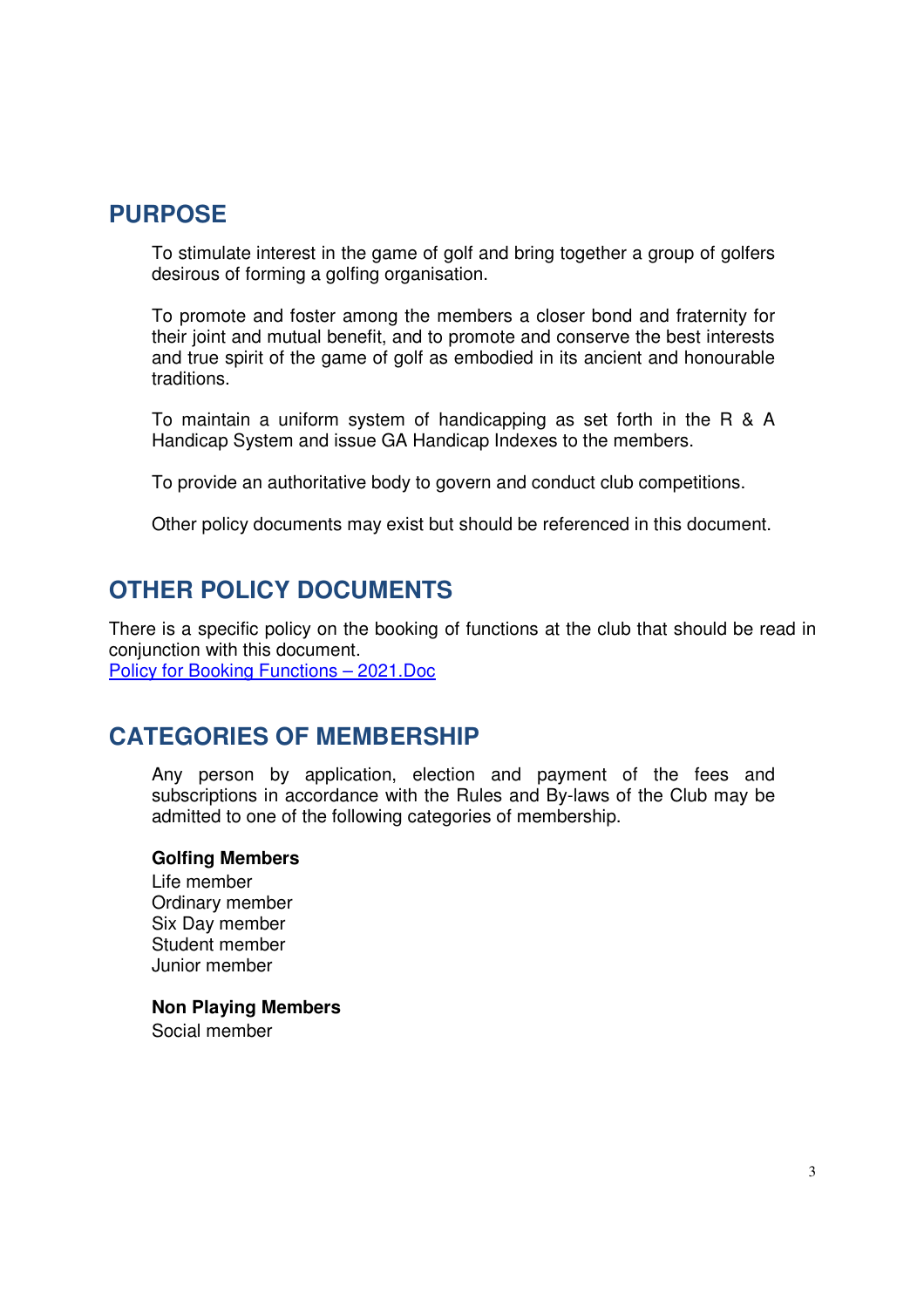## PURPOSE

To stimulate interest in the game of golf and bring together a group of golfers desirous of forming a golfing organisation.

To promote and foster among the members a closer bond and fraternity for their joint and mutual benefit, and to promote and conserve the best interests and true spirit of the game of golf as embodied in its ancient and honourable traditions.

To maintain a uniform system of handicapping as set forth in the R & A Handicap System and issue GA Handicap Indexes to the members.

To provide an authoritative body to govern and conduct club competitions.

Other policy documents may exist but should be referenced in this document.

## OTHER POLICY DOCUMENTS

There is a specific policy on the booking of functions at the club that should be read in conjunction with this document.
Policy for Booking Functions – 2021.Doc

## CATEGORIES OF MEMBERSHIP

Any person by application, election and payment of the fees and subscriptions in accordance with the Rules and By-laws of the Club may be admitted to one of the following categories of membership.

**Golfing Members**
Life member
Ordinary member
Six Day member
Student member
Junior member

**Non Playing Members**
Social member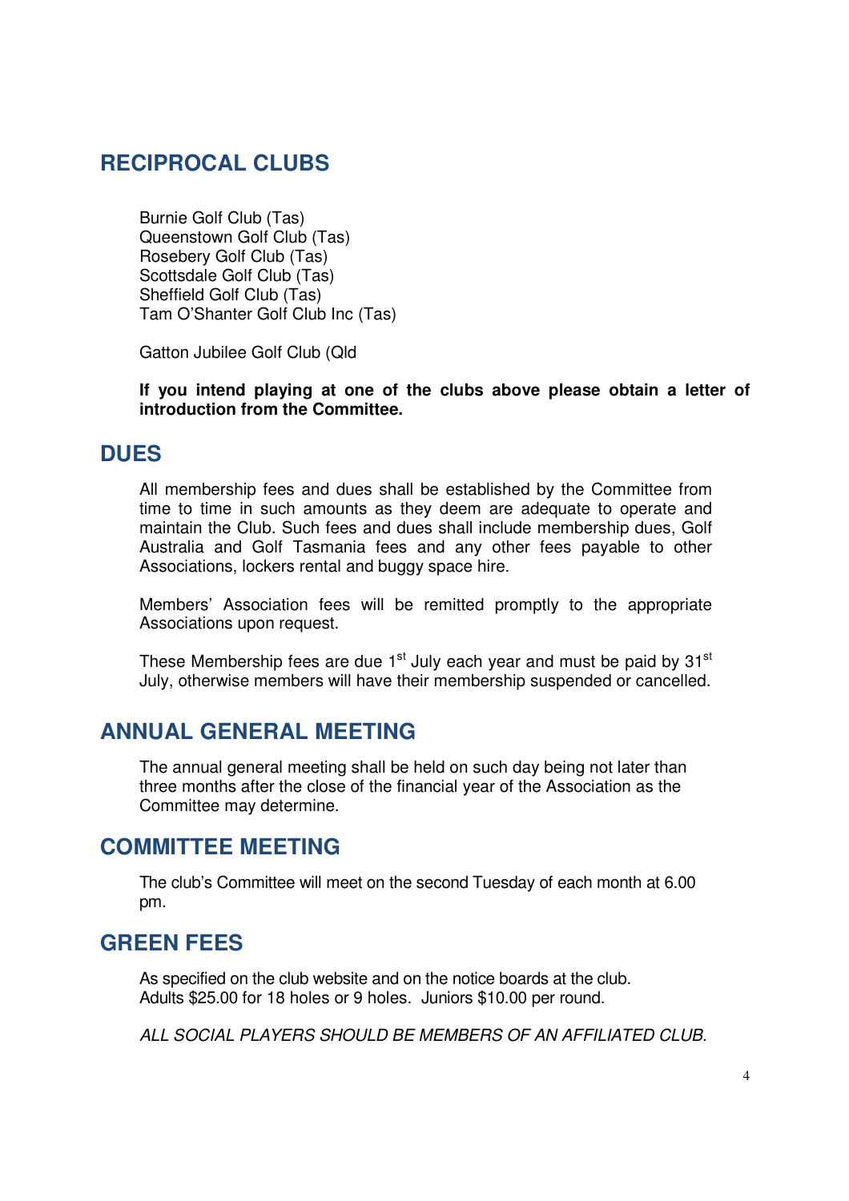## RECIPROCAL CLUBS

Burnie Golf Club (Tas)
Queenstown Golf Club (Tas)
Rosebery Golf Club (Tas)
Scottsdale Golf Club (Tas)
Sheffield Golf Club (Tas)
Tam O'Shanter Golf Club Inc (Tas)

Gatton Jubilee Golf Club (Qld

**If you intend playing at one of the clubs above please obtain a letter of introduction from the Committee.**

## DUES

All membership fees and dues shall be established by the Committee from time to time in such amounts as they deem are adequate to operate and maintain the Club. Such fees and dues shall include membership dues, Golf Australia and Golf Tasmania fees and any other fees payable to other Associations, lockers rental and buggy space hire.

Members' Association fees will be remitted promptly to the appropriate Associations upon request.

These Membership fees are due 1st July each year and must be paid by 31st July, otherwise members will have their membership suspended or cancelled.

## ANNUAL GENERAL MEETING

The annual general meeting shall be held on such day being not later than three months after the close of the financial year of the Association as the Committee may determine.

## COMMITTEE MEETING

The club's Committee will meet on the second Tuesday of each month at 6.00 pm.

## GREEN FEES

As specified on the club website and on the notice boards at the club.
Adults $25.00 for 18 holes or 9 holes. Juniors $10.00 per round.

*ALL SOCIAL PLAYERS SHOULD BE MEMBERS OF AN AFFILIATED CLUB.*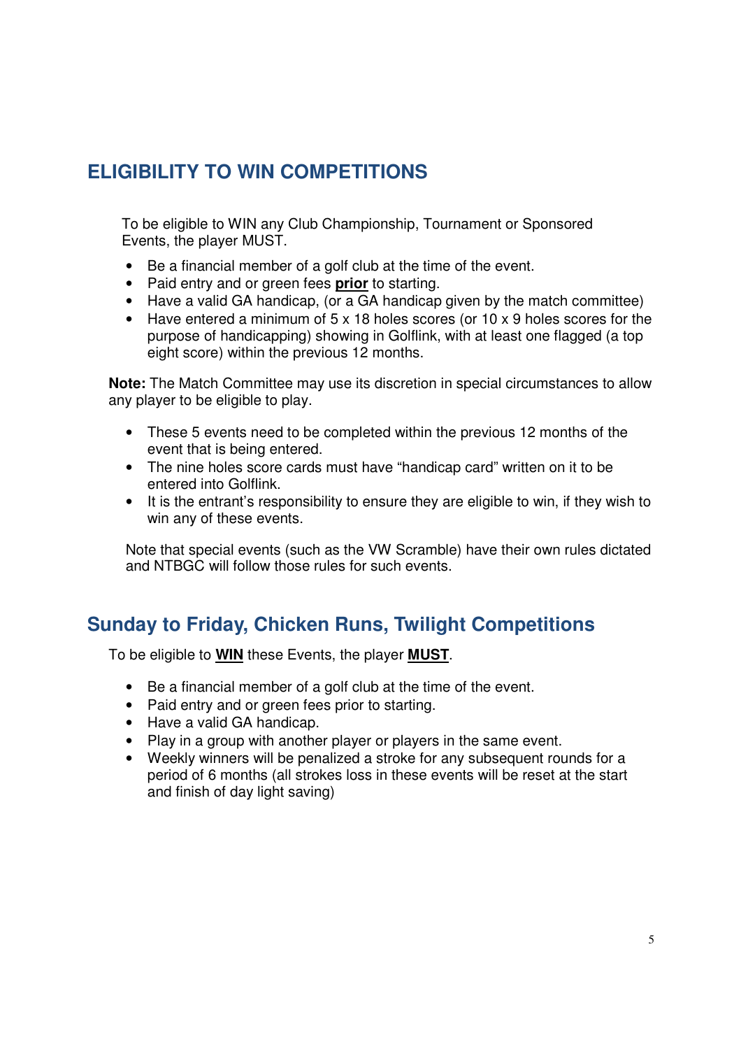## ELIGIBILITY TO WIN COMPETITIONS

To be eligible to WIN any Club Championship, Tournament or Sponsored Events, the player MUST.

- Be a financial member of a golf club at the time of the event.
- Paid entry and or green fees **<u>prior</u>** to starting.
- Have a valid GA handicap, (or a GA handicap given by the match committee)
- Have entered a minimum of 5 x 18 holes scores (or 10 x 9 holes scores for the purpose of handicapping) showing in Golflink, with at least one flagged (a top eight score) within the previous 12 months.

**Note:** The Match Committee may use its discretion in special circumstances to allow any player to be eligible to play.

- These 5 events need to be completed within the previous 12 months of the event that is being entered.
- The nine holes score cards must have "handicap card" written on it to be entered into Golflink.
- It is the entrant's responsibility to ensure they are eligible to win, if they wish to win any of these events.

Note that special events (such as the VW Scramble) have their own rules dictated and NTBGC will follow those rules for such events.

## Sunday to Friday, Chicken Runs, Twilight Competitions

To be eligible to **<u>WIN</u>** these Events, the player **<u>MUST</u>**.

- Be a financial member of a golf club at the time of the event.
- Paid entry and or green fees prior to starting.
- Have a valid GA handicap.
- Play in a group with another player or players in the same event.
- Weekly winners will be penalized a stroke for any subsequent rounds for a period of 6 months (all strokes loss in these events will be reset at the start and finish of day light saving)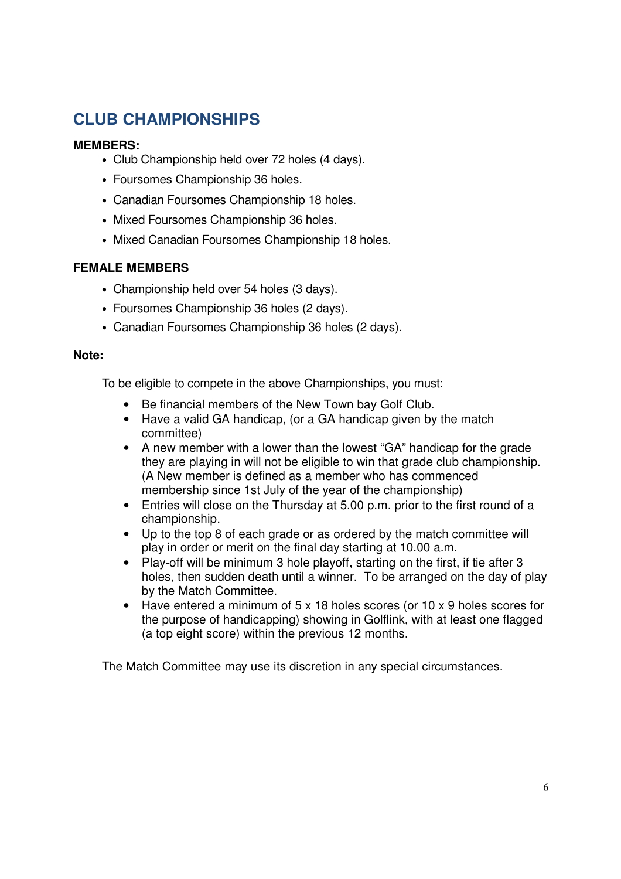## CLUB CHAMPIONSHIPS

**MEMBERS:**

- Club Championship held over 72 holes (4 days).
- Foursomes Championship 36 holes.
- Canadian Foursomes Championship 18 holes.
- Mixed Foursomes Championship 36 holes.
- Mixed Canadian Foursomes Championship 18 holes.

**FEMALE MEMBERS**

- Championship held over 54 holes (3 days).
- Foursomes Championship 36 holes (2 days).
- Canadian Foursomes Championship 36 holes (2 days).

**Note:**

To be eligible to compete in the above Championships, you must:

- Be financial members of the New Town bay Golf Club.
- Have a valid GA handicap, (or a GA handicap given by the match committee)
- A new member with a lower than the lowest "GA" handicap for the grade they are playing in will not be eligible to win that grade club championship. (A New member is defined as a member who has commenced membership since 1st July of the year of the championship)
- Entries will close on the Thursday at 5.00 p.m. prior to the first round of a championship.
- Up to the top 8 of each grade or as ordered by the match committee will play in order or merit on the final day starting at 10.00 a.m.
- Play-off will be minimum 3 hole playoff, starting on the first, if tie after 3 holes, then sudden death until a winner. To be arranged on the day of play by the Match Committee.
- Have entered a minimum of 5 x 18 holes scores (or 10 x 9 holes scores for the purpose of handicapping) showing in Golflink, with at least one flagged (a top eight score) within the previous 12 months.

The Match Committee may use its discretion in any special circumstances.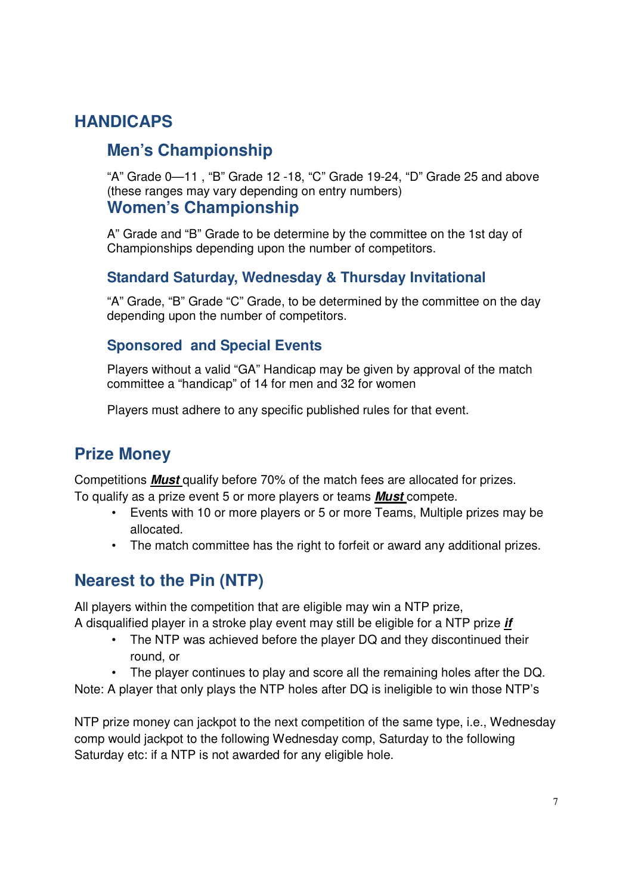# HANDICAPS

## Men's Championship

"A" Grade 0—11 , "B" Grade 12 -18, "C" Grade 19-24, "D" Grade 25 and above (these ranges may vary depending on entry numbers)

## Women's Championship

A" Grade and "B" Grade to be determine by the committee on the 1st day of Championships depending upon the number of competitors.

### Standard Saturday, Wednesday & Thursday Invitational

"A" Grade, "B" Grade "C" Grade, to be determined by the committee on the day depending upon the number of competitors.

### Sponsored and Special Events

Players without a valid "GA" Handicap may be given by approval of the match committee a "handicap" of 14 for men and 32 for women

Players must adhere to any specific published rules for that event.

# Prize Money

Competitions ***Must*** qualify before 70% of the match fees are allocated for prizes.
To qualify as a prize event 5 or more players or teams ***Must*** compete.

- Events with 10 or more players or 5 or more Teams, Multiple prizes may be allocated.
- The match committee has the right to forfeit or award any additional prizes.

# Nearest to the Pin (NTP)

All players within the competition that are eligible may win a NTP prize,
A disqualified player in a stroke play event may still be eligible for a NTP prize ***if***

- The NTP was achieved before the player DQ and they discontinued their round, or
- The player continues to play and score all the remaining holes after the DQ.

Note: A player that only plays the NTP holes after DQ is ineligible to win those NTP's

NTP prize money can jackpot to the next competition of the same type, i.e., Wednesday comp would jackpot to the following Wednesday comp, Saturday to the following Saturday etc: if a NTP is not awarded for any eligible hole.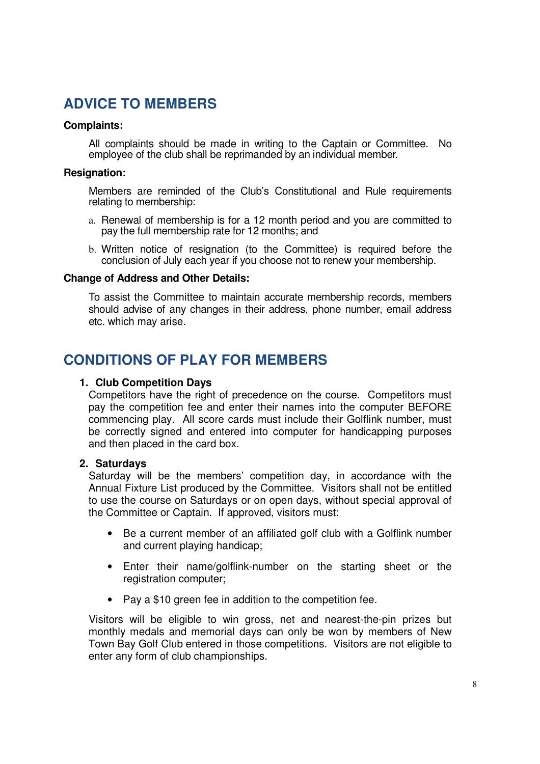## ADVICE TO MEMBERS

**Complaints:**

All complaints should be made in writing to the Captain or Committee. No employee of the club shall be reprimanded by an individual member.

**Resignation:**

Members are reminded of the Club's Constitutional and Rule requirements relating to membership:

a. Renewal of membership is for a 12 month period and you are committed to pay the full membership rate for 12 months; and

b. Written notice of resignation (to the Committee) is required before the conclusion of July each year if you choose not to renew your membership.

**Change of Address and Other Details:**

To assist the Committee to maintain accurate membership records, members should advise of any changes in their address, phone number, email address etc. which may arise.

## CONDITIONS OF PLAY FOR MEMBERS

1. **Club Competition Days**
   Competitors have the right of precedence on the course. Competitors must pay the competition fee and enter their names into the computer BEFORE commencing play. All score cards must include their Golflink number, must be correctly signed and entered into computer for handicapping purposes and then placed in the card box.

2. **Saturdays**
   Saturday will be the members' competition day, in accordance with the Annual Fixture List produced by the Committee. Visitors shall not be entitled to use the course on Saturdays or on open days, without special approval of the Committee or Captain. If approved, visitors must:

   - Be a current member of an affiliated golf club with a Golflink number and current playing handicap;
   - Enter their name/golflink-number on the starting sheet or the registration computer;
   - Pay a $10 green fee in addition to the competition fee.

   Visitors will be eligible to win gross, net and nearest-the-pin prizes but monthly medals and memorial days can only be won by members of New Town Bay Golf Club entered in those competitions. Visitors are not eligible to enter any form of club championships.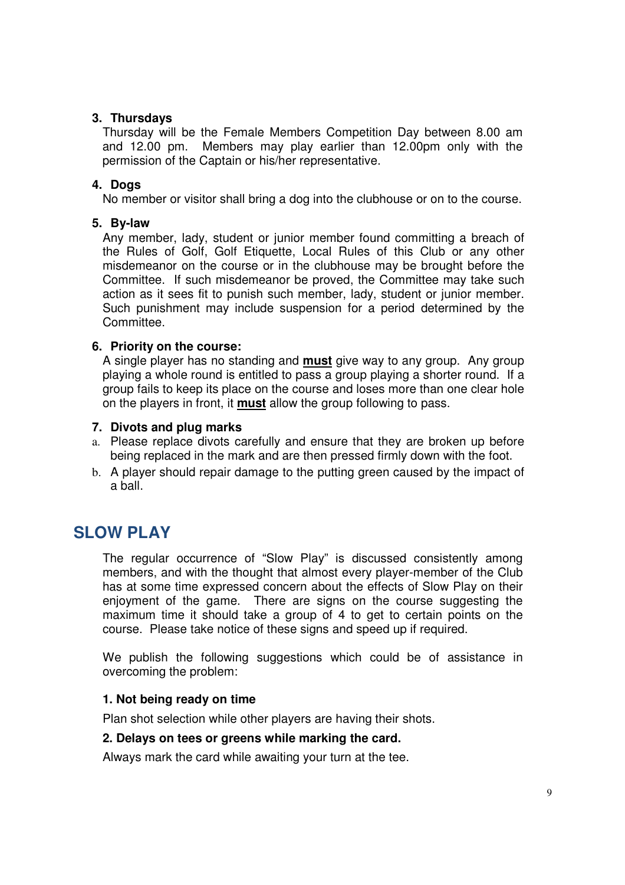3. **Thursdays**
   Thursday will be the Female Members Competition Day between 8.00 am and 12.00 pm. Members may play earlier than 12.00pm only with the permission of the Captain or his/her representative.

4. **Dogs**
   No member or visitor shall bring a dog into the clubhouse or on to the course.

5. **By-law**
   Any member, lady, student or junior member found committing a breach of the Rules of Golf, Golf Etiquette, Local Rules of this Club or any other misdemeanor on the course or in the clubhouse may be brought before the Committee. If such misdemeanor be proved, the Committee may take such action as it sees fit to punish such member, lady, student or junior member. Such punishment may include suspension for a period determined by the Committee.

6. **Priority on the course:**
   A single player has no standing and <u>**must**</u> give way to any group. Any group playing a whole round is entitled to pass a group playing a shorter round. If a group fails to keep its place on the course and loses more than one clear hole on the players in front, it <u>**must**</u> allow the group following to pass.

7. **Divots and plug marks**
   a. Please replace divots carefully and ensure that they are broken up before being replaced in the mark and are then pressed firmly down with the foot.
   b. A player should repair damage to the putting green caused by the impact of a ball.

## SLOW PLAY

The regular occurrence of "Slow Play" is discussed consistently among members, and with the thought that almost every player-member of the Club has at some time expressed concern about the effects of Slow Play on their enjoyment of the game. There are signs on the course suggesting the maximum time it should take a group of 4 to get to certain points on the course. Please take notice of these signs and speed up if required.

We publish the following suggestions which could be of assistance in overcoming the problem:

**1. Not being ready on time**

Plan shot selection while other players are having their shots.

**2. Delays on tees or greens while marking the card.**

Always mark the card while awaiting your turn at the tee.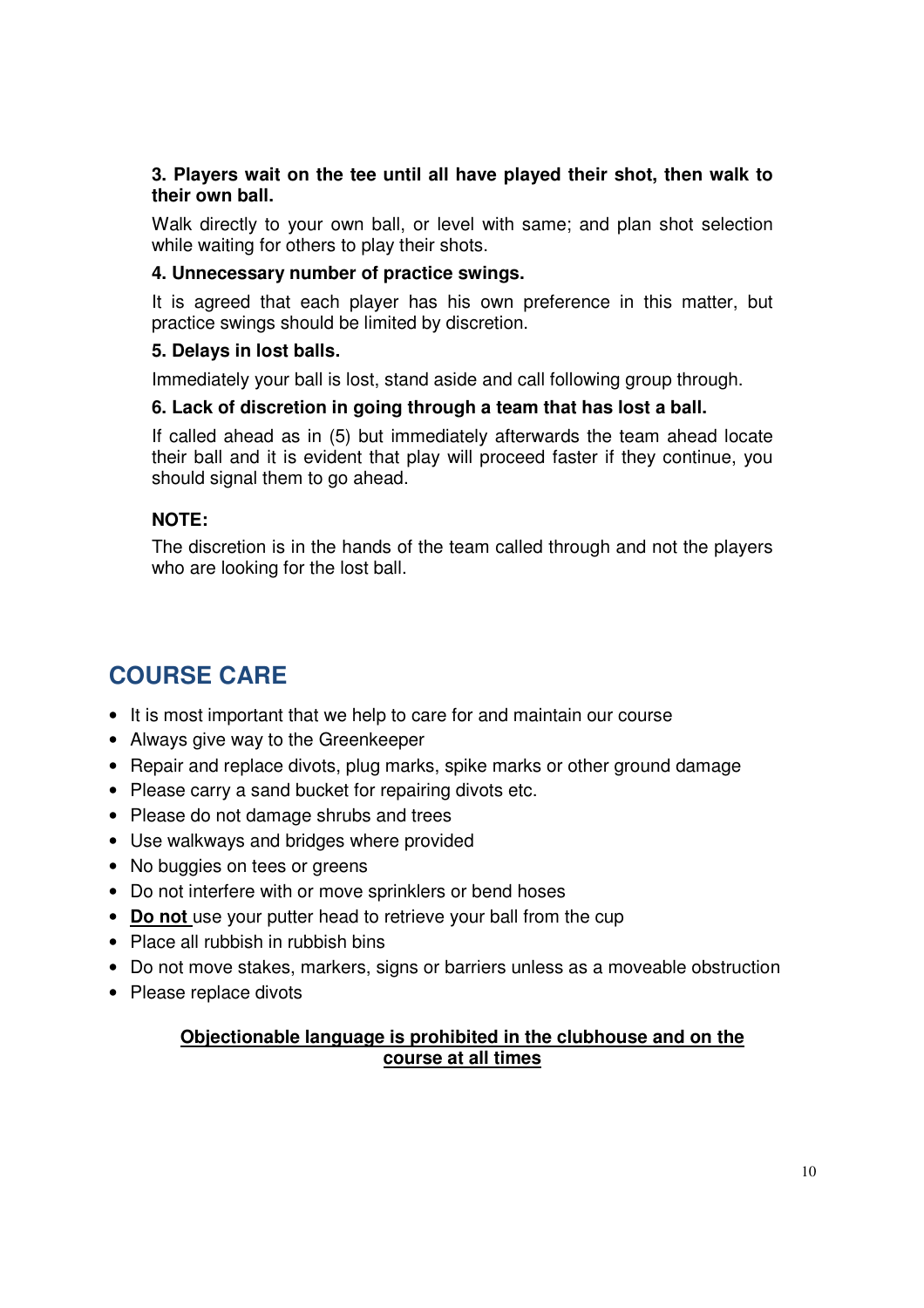**3. Players wait on the tee until all have played their shot, then walk to their own ball.**

Walk directly to your own ball, or level with same; and plan shot selection while waiting for others to play their shots.

**4. Unnecessary number of practice swings.**

It is agreed that each player has his own preference in this matter, but practice swings should be limited by discretion.

**5. Delays in lost balls.**

Immediately your ball is lost, stand aside and call following group through.

**6. Lack of discretion in going through a team that has lost a ball.**

If called ahead as in (5) but immediately afterwards the team ahead locate their ball and it is evident that play will proceed faster if they continue, you should signal them to go ahead.

**NOTE:**

The discretion is in the hands of the team called through and not the players who are looking for the lost ball.

## COURSE CARE

- It is most important that we help to care for and maintain our course
- Always give way to the Greenkeeper
- Repair and replace divots, plug marks, spike marks or other ground damage
- Please carry a sand bucket for repairing divots etc.
- Please do not damage shrubs and trees
- Use walkways and bridges where provided
- No buggies on tees or greens
- Do not interfere with or move sprinklers or bend hoses
- <u>**Do not**</u> use your putter head to retrieve your ball from the cup
- Place all rubbish in rubbish bins
- Do not move stakes, markers, signs or barriers unless as a moveable obstruction
- Please replace divots

<u>**Objectionable language is prohibited in the clubhouse and on the course at all times**</u>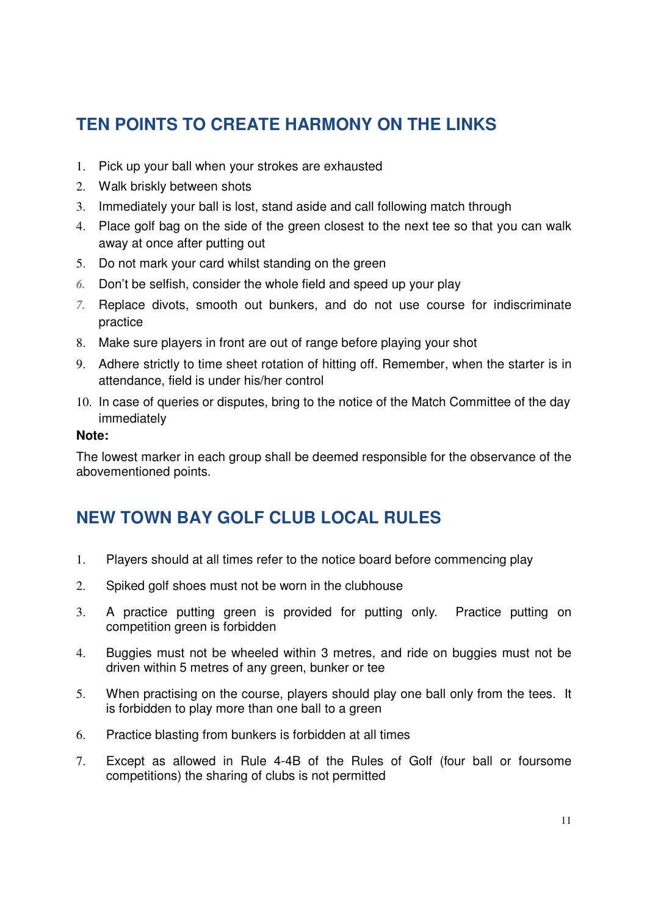## TEN POINTS TO CREATE HARMONY ON THE LINKS

1. Pick up your ball when your strokes are exhausted
2. Walk briskly between shots
3. Immediately your ball is lost, stand aside and call following match through
4. Place golf bag on the side of the green closest to the next tee so that you can walk away at once after putting out
5. Do not mark your card whilst standing on the green
6. Don't be selfish, consider the whole field and speed up your play
7. Replace divots, smooth out bunkers, and do not use course for indiscriminate practice
8. Make sure players in front are out of range before playing your shot
9. Adhere strictly to time sheet rotation of hitting off. Remember, when the starter is in attendance, field is under his/her control
10. In case of queries or disputes, bring to the notice of the Match Committee of the day immediately

**Note:**

The lowest marker in each group shall be deemed responsible for the observance of the abovementioned points.

## NEW TOWN BAY GOLF CLUB LOCAL RULES

1. Players should at all times refer to the notice board before commencing play
2. Spiked golf shoes must not be worn in the clubhouse
3. A practice putting green is provided for putting only. Practice putting on competition green is forbidden
4. Buggies must not be wheeled within 3 metres, and ride on buggies must not be driven within 5 metres of any green, bunker or tee
5. When practising on the course, players should play one ball only from the tees. It is forbidden to play more than one ball to a green
6. Practice blasting from bunkers is forbidden at all times
7. Except as allowed in Rule 4-4B of the Rules of Golf (four ball or foursome competitions) the sharing of clubs is not permitted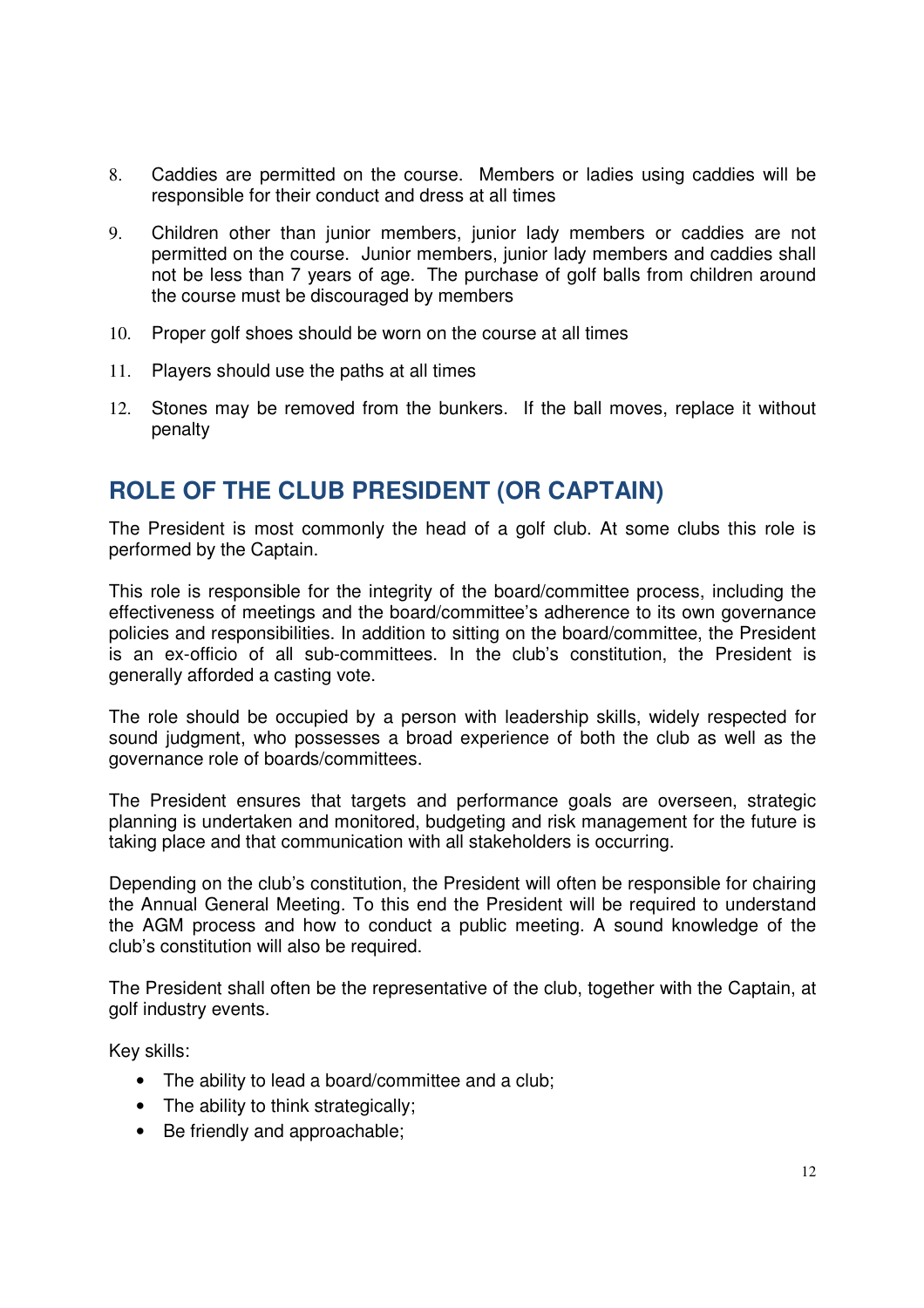8. Caddies are permitted on the course. Members or ladies using caddies will be responsible for their conduct and dress at all times

9. Children other than junior members, junior lady members or caddies are not permitted on the course. Junior members, junior lady members and caddies shall not be less than 7 years of age. The purchase of golf balls from children around the course must be discouraged by members

10. Proper golf shoes should be worn on the course at all times

11. Players should use the paths at all times

12. Stones may be removed from the bunkers. If the ball moves, replace it without penalty

## ROLE OF THE CLUB PRESIDENT (OR CAPTAIN)

The President is most commonly the head of a golf club. At some clubs this role is performed by the Captain.

This role is responsible for the integrity of the board/committee process, including the effectiveness of meetings and the board/committee's adherence to its own governance policies and responsibilities. In addition to sitting on the board/committee, the President is an ex-officio of all sub-committees. In the club's constitution, the President is generally afforded a casting vote.

The role should be occupied by a person with leadership skills, widely respected for sound judgment, who possesses a broad experience of both the club as well as the governance role of boards/committees.

The President ensures that targets and performance goals are overseen, strategic planning is undertaken and monitored, budgeting and risk management for the future is taking place and that communication with all stakeholders is occurring.

Depending on the club's constitution, the President will often be responsible for chairing the Annual General Meeting. To this end the President will be required to understand the AGM process and how to conduct a public meeting. A sound knowledge of the club's constitution will also be required.

The President shall often be the representative of the club, together with the Captain, at golf industry events.

Key skills:

- The ability to lead a board/committee and a club;
- The ability to think strategically;
- Be friendly and approachable;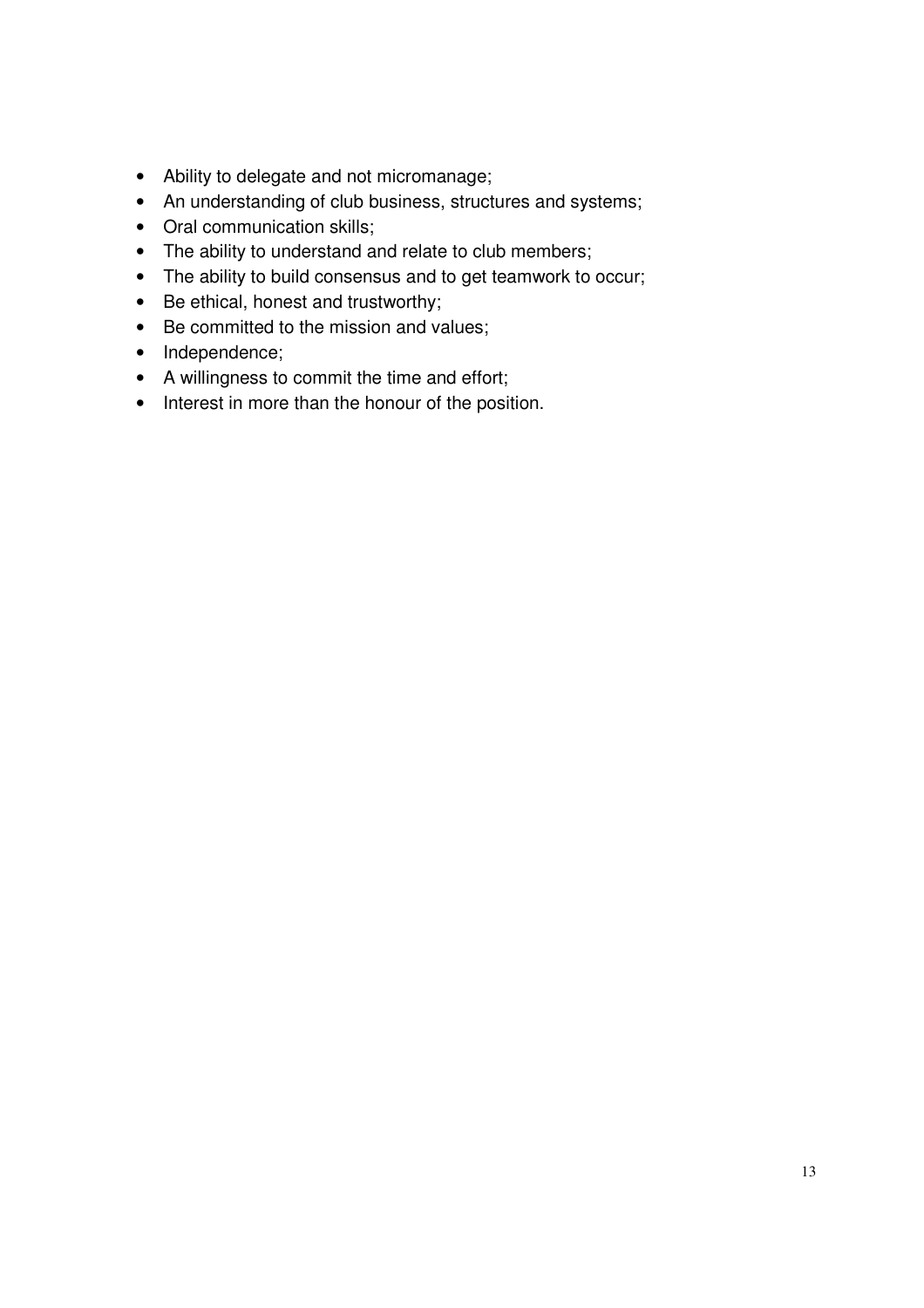- Ability to delegate and not micromanage;
- An understanding of club business, structures and systems;
- Oral communication skills;
- The ability to understand and relate to club members;
- The ability to build consensus and to get teamwork to occur;
- Be ethical, honest and trustworthy;
- Be committed to the mission and values;
- Independence;
- A willingness to commit the time and effort;
- Interest in more than the honour of the position.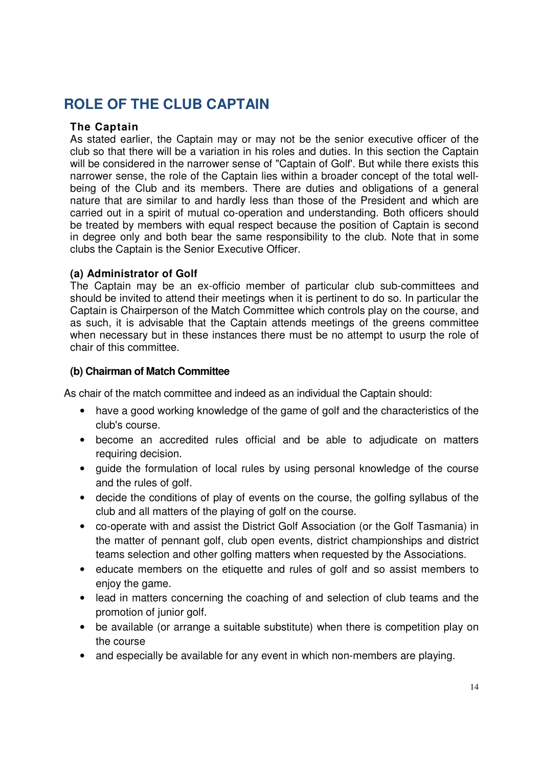## ROLE OF THE CLUB CAPTAIN

**The Captain**

As stated earlier, the Captain may or may not be the senior executive officer of the club so that there will be a variation in his roles and duties. In this section the Captain will be considered in the narrower sense of "Captain of Golf'. But while there exists this narrower sense, the role of the Captain lies within a broader concept of the total well-being of the Club and its members. There are duties and obligations of a general nature that are similar to and hardly less than those of the President and which are carried out in a spirit of mutual co-operation and understanding. Both officers should be treated by members with equal respect because the position of Captain is second in degree only and both bear the same responsibility to the club. Note that in some clubs the Captain is the Senior Executive Officer.

**(a) Administrator of Golf**

The Captain may be an ex-officio member of particular club sub-committees and should be invited to attend their meetings when it is pertinent to do so. In particular the Captain is Chairperson of the Match Committee which controls play on the course, and as such, it is advisable that the Captain attends meetings of the greens committee when necessary but in these instances there must be no attempt to usurp the role of chair of this committee.

**(b) Chairman of Match Committee**

As chair of the match committee and indeed as an individual the Captain should:

- have a good working knowledge of the game of golf and the characteristics of the club's course.
- become an accredited rules official and be able to adjudicate on matters requiring decision.
- guide the formulation of local rules by using personal knowledge of the course and the rules of golf.
- decide the conditions of play of events on the course, the golfing syllabus of the club and all matters of the playing of golf on the course.
- co-operate with and assist the District Golf Association (or the Golf Tasmania) in the matter of pennant golf, club open events, district championships and district teams selection and other golfing matters when requested by the Associations.
- educate members on the etiquette and rules of golf and so assist members to enjoy the game.
- lead in matters concerning the coaching of and selection of club teams and the promotion of junior golf.
- be available (or arrange a suitable substitute) when there is competition play on the course
- and especially be available for any event in which non-members are playing.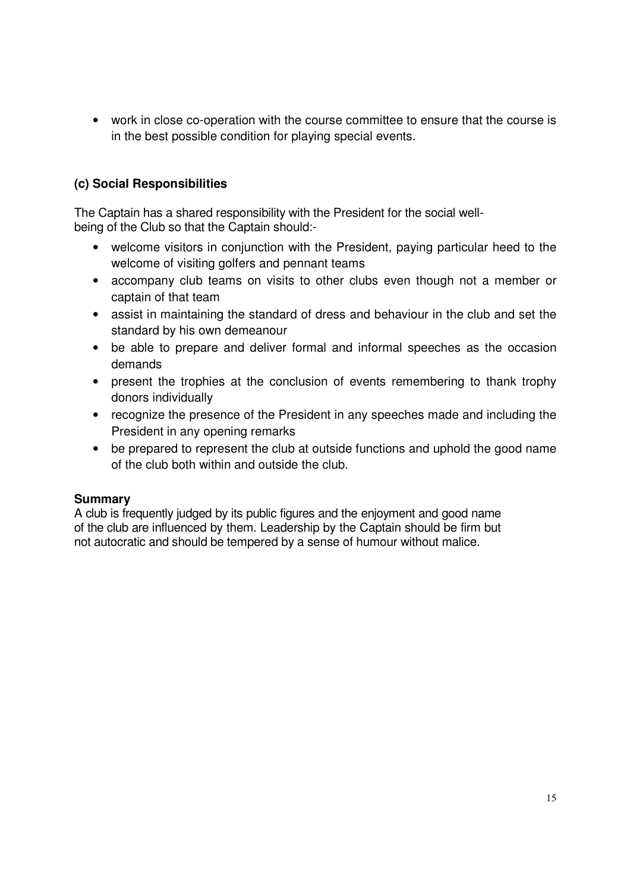- work in close co-operation with the course committee to ensure that the course is in the best possible condition for playing special events.

### (c) Social Responsibilities

The Captain has a shared responsibility with the President for the social well-being of the Club so that the Captain should:-

- welcome visitors in conjunction with the President, paying particular heed to the welcome of visiting golfers and pennant teams
- accompany club teams on visits to other clubs even though not a member or captain of that team
- assist in maintaining the standard of dress and behaviour in the club and set the standard by his own demeanour
- be able to prepare and deliver formal and informal speeches as the occasion demands
- present the trophies at the conclusion of events remembering to thank trophy donors individually
- recognize the presence of the President in any speeches made and including the President in any opening remarks
- be prepared to represent the club at outside functions and uphold the good name of the club both within and outside the club.

**Summary**

A club is frequently judged by its public figures and the enjoyment and good name of the club are influenced by them. Leadership by the Captain should be firm but not autocratic and should be tempered by a sense of humour without malice.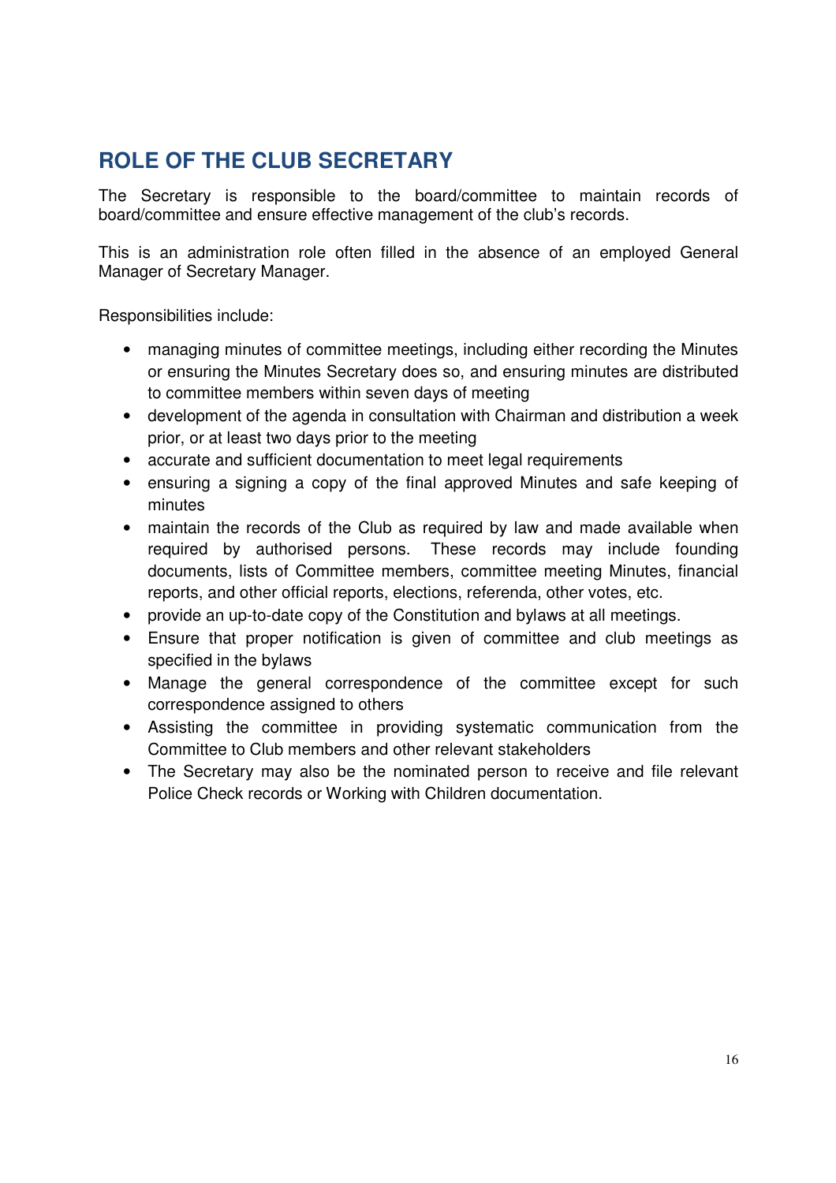## ROLE OF THE CLUB SECRETARY

The Secretary is responsible to the board/committee to maintain records of board/committee and ensure effective management of the club's records.

This is an administration role often filled in the absence of an employed General Manager of Secretary Manager.

Responsibilities include:

- managing minutes of committee meetings, including either recording the Minutes or ensuring the Minutes Secretary does so, and ensuring minutes are distributed to committee members within seven days of meeting
- development of the agenda in consultation with Chairman and distribution a week prior, or at least two days prior to the meeting
- accurate and sufficient documentation to meet legal requirements
- ensuring a signing a copy of the final approved Minutes and safe keeping of minutes
- maintain the records of the Club as required by law and made available when required by authorised persons. These records may include founding documents, lists of Committee members, committee meeting Minutes, financial reports, and other official reports, elections, referenda, other votes, etc.
- provide an up-to-date copy of the Constitution and bylaws at all meetings.
- Ensure that proper notification is given of committee and club meetings as specified in the bylaws
- Manage the general correspondence of the committee except for such correspondence assigned to others
- Assisting the committee in providing systematic communication from the Committee to Club members and other relevant stakeholders
- The Secretary may also be the nominated person to receive and file relevant Police Check records or Working with Children documentation.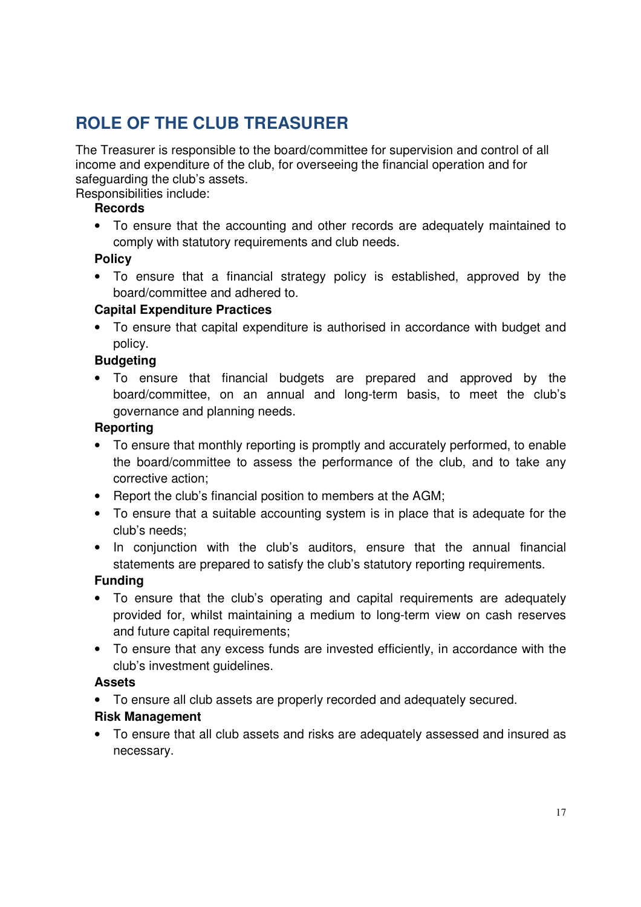## ROLE OF THE CLUB TREASURER

The Treasurer is responsible to the board/committee for supervision and control of all income and expenditure of the club, for overseeing the financial operation and for safeguarding the club's assets.

Responsibilities include:

**Records**

- To ensure that the accounting and other records are adequately maintained to comply with statutory requirements and club needs.

**Policy**

- To ensure that a financial strategy policy is established, approved by the board/committee and adhered to.

**Capital Expenditure Practices**

- To ensure that capital expenditure is authorised in accordance with budget and policy.

**Budgeting**

- To ensure that financial budgets are prepared and approved by the board/committee, on an annual and long-term basis, to meet the club's governance and planning needs.

**Reporting**

- To ensure that monthly reporting is promptly and accurately performed, to enable the board/committee to assess the performance of the club, and to take any corrective action;
- Report the club's financial position to members at the AGM;
- To ensure that a suitable accounting system is in place that is adequate for the club's needs;
- In conjunction with the club's auditors, ensure that the annual financial statements are prepared to satisfy the club's statutory reporting requirements.

**Funding**

- To ensure that the club's operating and capital requirements are adequately provided for, whilst maintaining a medium to long-term view on cash reserves and future capital requirements;
- To ensure that any excess funds are invested efficiently, in accordance with the club's investment guidelines.

**Assets**

- To ensure all club assets are properly recorded and adequately secured.

**Risk Management**

- To ensure that all club assets and risks are adequately assessed and insured as necessary.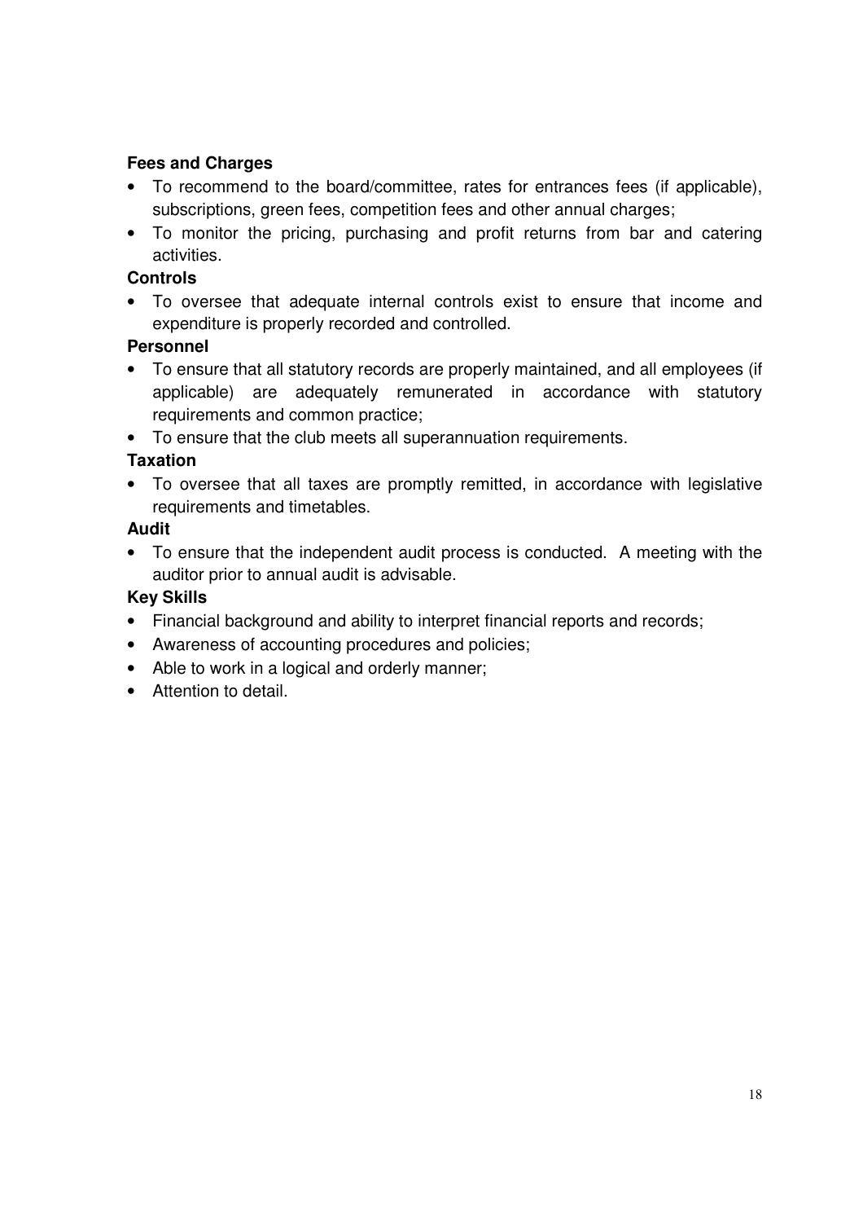**Fees and Charges**

- To recommend to the board/committee, rates for entrances fees (if applicable), subscriptions, green fees, competition fees and other annual charges;
- To monitor the pricing, purchasing and profit returns from bar and catering activities.

**Controls**

- To oversee that adequate internal controls exist to ensure that income and expenditure is properly recorded and controlled.

**Personnel**

- To ensure that all statutory records are properly maintained, and all employees (if applicable) are adequately remunerated in accordance with statutory requirements and common practice;
- To ensure that the club meets all superannuation requirements.

**Taxation**

- To oversee that all taxes are promptly remitted, in accordance with legislative requirements and timetables.

**Audit**

- To ensure that the independent audit process is conducted. A meeting with the auditor prior to annual audit is advisable.

**Key Skills**

- Financial background and ability to interpret financial reports and records;
- Awareness of accounting procedures and policies;
- Able to work in a logical and orderly manner;
- Attention to detail.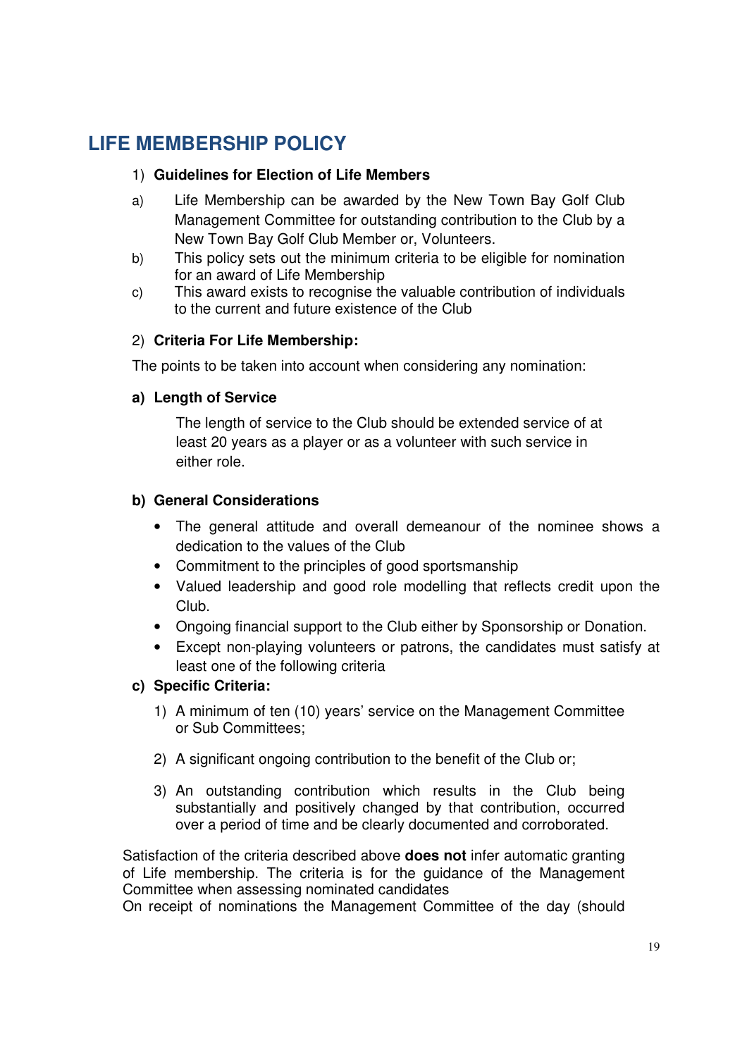## LIFE MEMBERSHIP POLICY

1) **Guidelines for Election of Life Members**

a) Life Membership can be awarded by the New Town Bay Golf Club Management Committee for outstanding contribution to the Club by a New Town Bay Golf Club Member or, Volunteers.

b) This policy sets out the minimum criteria to be eligible for nomination for an award of Life Membership

c) This award exists to recognise the valuable contribution of individuals to the current and future existence of the Club

2) **Criteria For Life Membership:**

The points to be taken into account when considering any nomination:

**a) Length of Service**

The length of service to the Club should be extended service of at least 20 years as a player or as a volunteer with such service in either role.

**b) General Considerations**

- The general attitude and overall demeanour of the nominee shows a dedication to the values of the Club
- Commitment to the principles of good sportsmanship
- Valued leadership and good role modelling that reflects credit upon the Club.
- Ongoing financial support to the Club either by Sponsorship or Donation.
- Except non-playing volunteers or patrons, the candidates must satisfy at least one of the following criteria

**c) Specific Criteria:**

1) A minimum of ten (10) years' service on the Management Committee or Sub Committees;

2) A significant ongoing contribution to the benefit of the Club or;

3) An outstanding contribution which results in the Club being substantially and positively changed by that contribution, occurred over a period of time and be clearly documented and corroborated.

Satisfaction of the criteria described above **does not** infer automatic granting of Life membership. The criteria is for the guidance of the Management Committee when assessing nominated candidates
On receipt of nominations the Management Committee of the day (should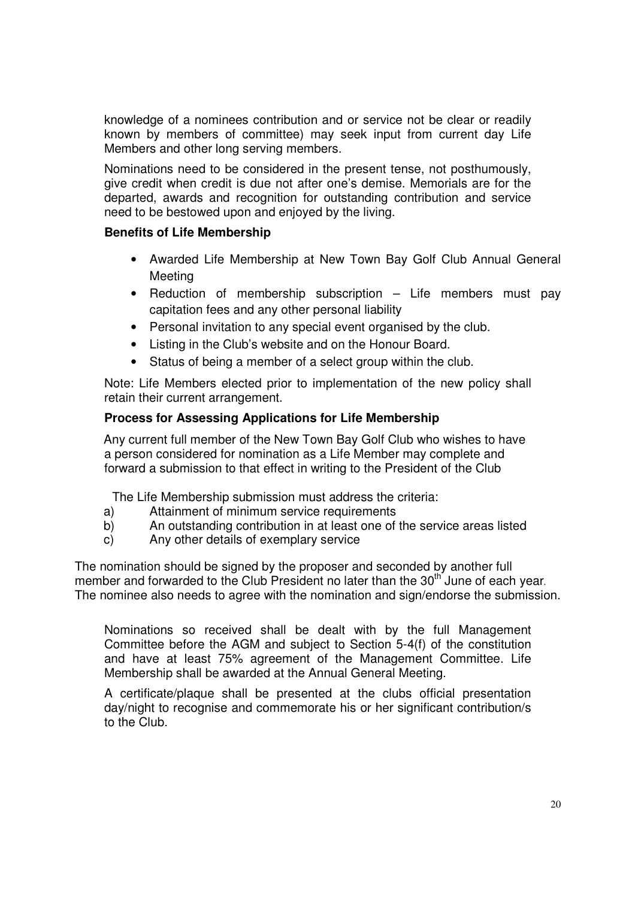knowledge of a nominees contribution and or service not be clear or readily known by members of committee) may seek input from current day Life Members and other long serving members.

Nominations need to be considered in the present tense, not posthumously, give credit when credit is due not after one's demise. Memorials are for the departed, awards and recognition for outstanding contribution and service need to be bestowed upon and enjoyed by the living.

**Benefits of Life Membership**

- Awarded Life Membership at New Town Bay Golf Club Annual General Meeting
- Reduction of membership subscription – Life members must pay capitation fees and any other personal liability
- Personal invitation to any special event organised by the club.
- Listing in the Club's website and on the Honour Board.
- Status of being a member of a select group within the club.

Note: Life Members elected prior to implementation of the new policy shall retain their current arrangement.

**Process for Assessing Applications for Life Membership**

Any current full member of the New Town Bay Golf Club who wishes to have a person considered for nomination as a Life Member may complete and forward a submission to that effect in writing to the President of the Club

The Life Membership submission must address the criteria:

a) Attainment of minimum service requirements
b) An outstanding contribution in at least one of the service areas listed
c) Any other details of exemplary service

The nomination should be signed by the proposer and seconded by another full member and forwarded to the Club President no later than the 30th June of each year. The nominee also needs to agree with the nomination and sign/endorse the submission.

Nominations so received shall be dealt with by the full Management Committee before the AGM and subject to Section 5-4(f) of the constitution and have at least 75% agreement of the Management Committee. Life Membership shall be awarded at the Annual General Meeting.

A certificate/plaque shall be presented at the clubs official presentation day/night to recognise and commemorate his or her significant contribution/s to the Club.